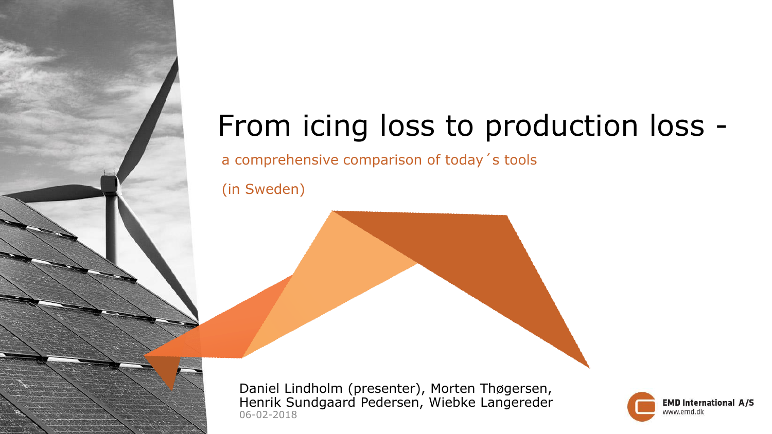# From icing loss to production loss -

a comprehensive comparison of today´s tools

(in Sweden)

Daniel Lindholm (presenter), Morten Thøgersen, Henrik Sundgaard Pedersen, Wiebke Langereder

06-02-2018

EMD International A/S
www.emd.dk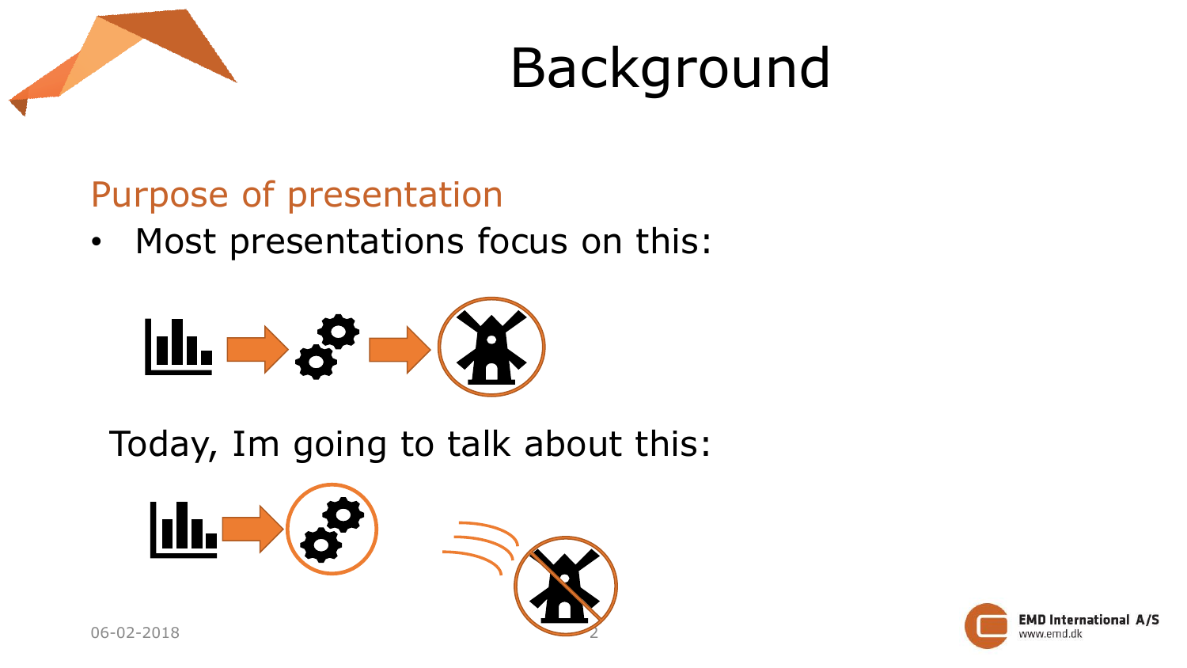# Background

## Purpose of presentation

- Most presentations focus on this:

Today, Im going to talk about this: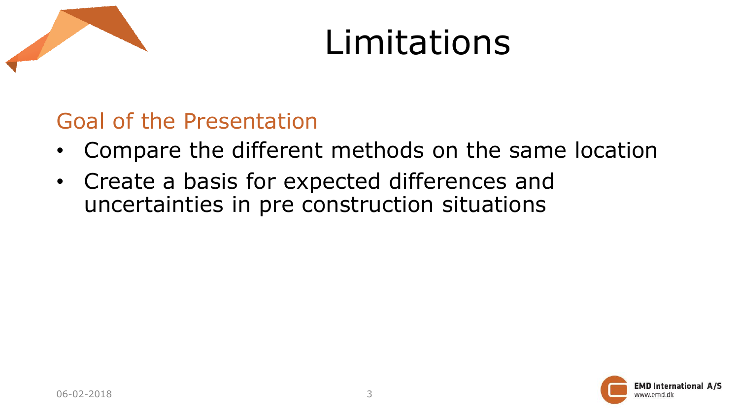# Limitations

## Goal of the Presentation

- Compare the different methods on the same location
- Create a basis for expected differences and uncertainties in pre construction situations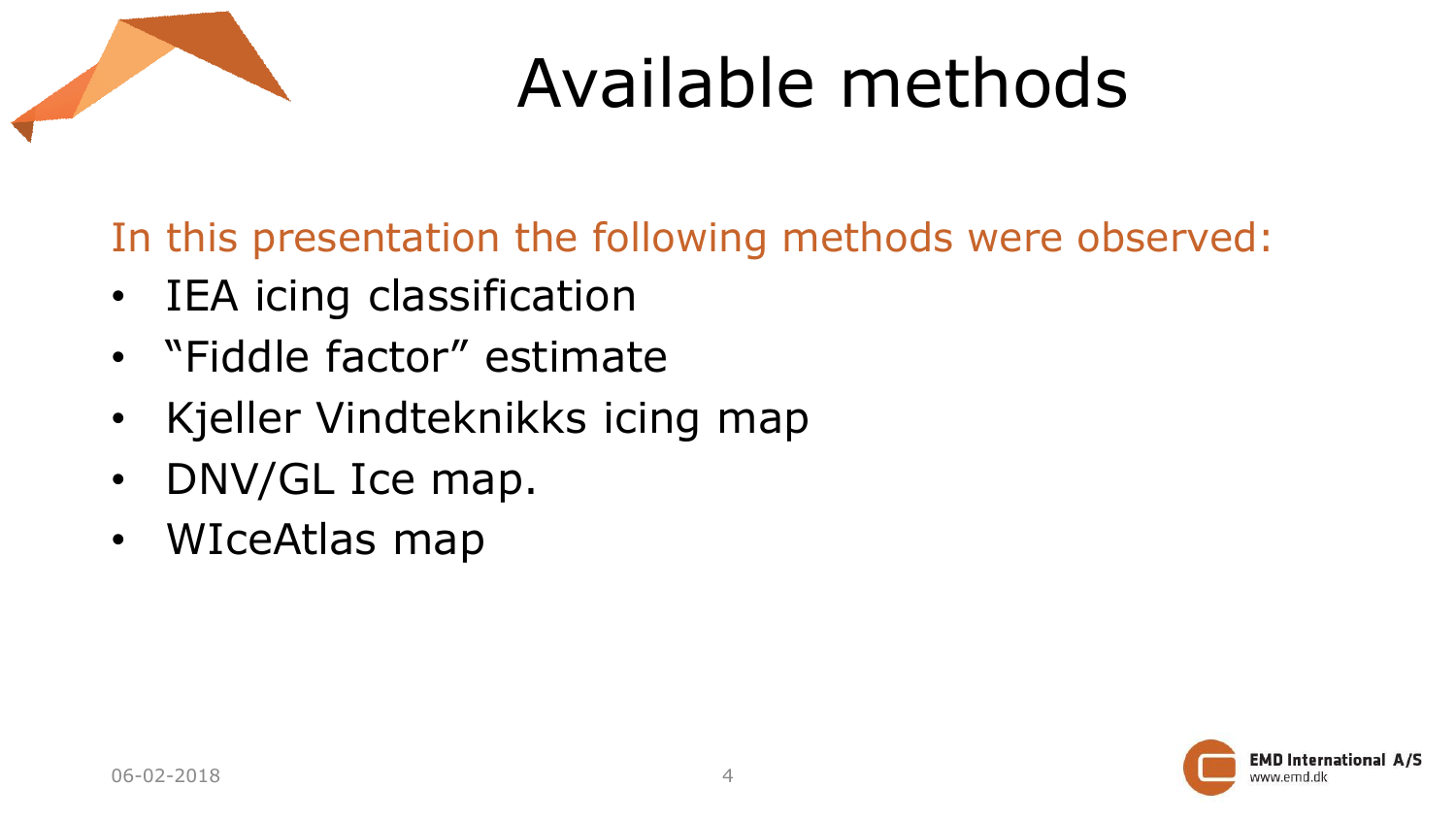# Available methods

In this presentation the following methods were observed:

- IEA icing classification
- "Fiddle factor" estimate
- Kjeller Vindteknikks icing map
- DNV/GL Ice map.
- WIceAtlas map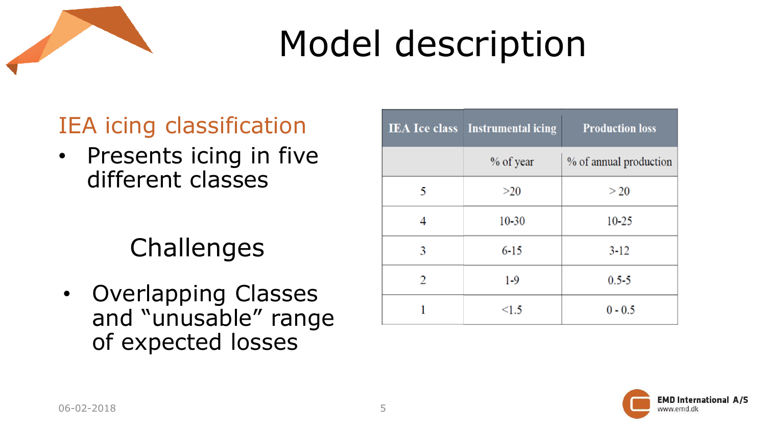# Model description

## IEA icing classification

- Presents icing in five different classes

## Challenges

- Overlapping Classes and "unusable" range of expected losses

| IEA Ice class | Instrumental icing | Production loss |
|---|---|---|
| | % of year | % of annual production |
| 5 | >20 | > 20 |
| 4 | 10-30 | 10-25 |
| 3 | 6-15 | 3-12 |
| 2 | 1-9 | 0.5-5 |
| 1 | <1.5 | 0 - 0.5 |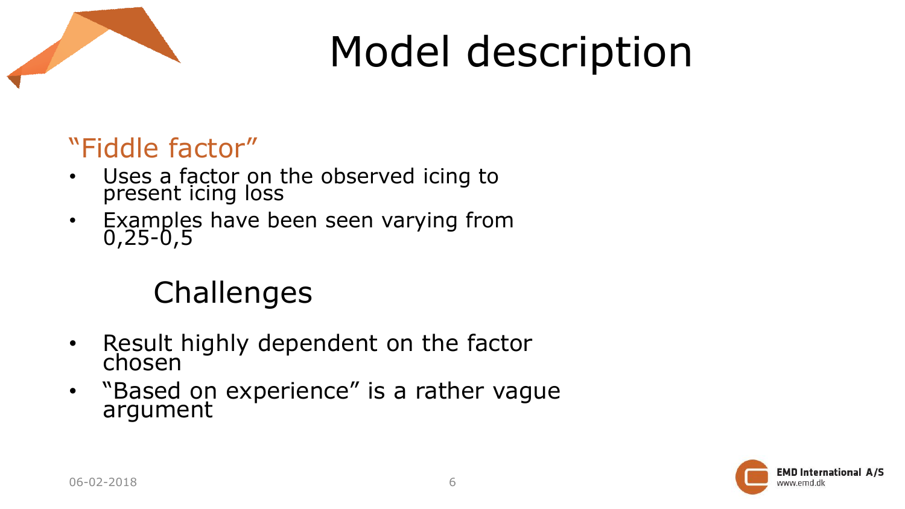# Model description

## "Fiddle factor"

- Uses a factor on the observed icing to present icing loss
- Examples have been seen varying from 0,25-0,5

## Challenges

- Result highly dependent on the factor chosen
- "Based on experience" is a rather vague argument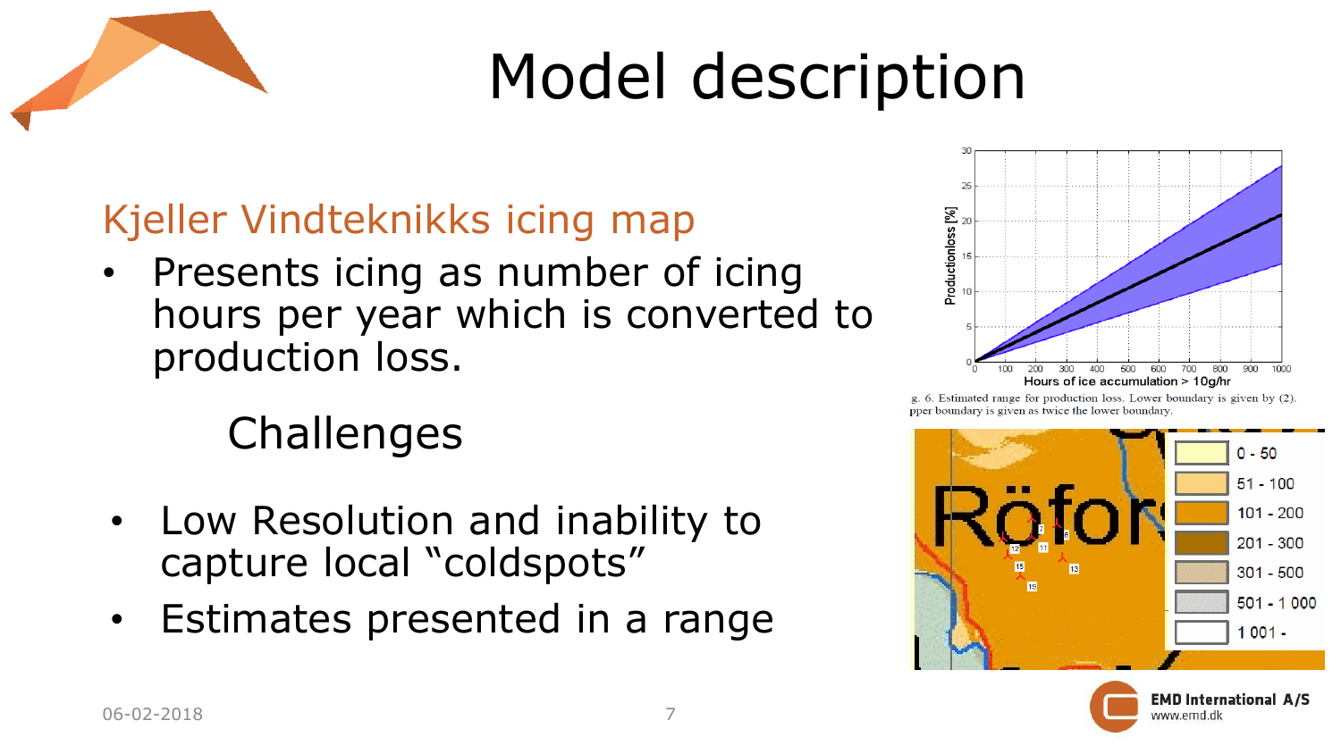# Model description

## Kjeller Vindteknikks icing map

- Presents icing as number of icing hours per year which is converted to production loss.

### Challenges

- Low Resolution and inability to capture local “coldspots”
- Estimates presented in a range

g. 6. Estimated range for production loss. Lower boundary is given by (2). pper boundary is given as twice the lower boundary.

| |
|---|
| 0 - 50 |
| 51 - 100 |
| 101 - 200 |
| 201 - 300 |
| 301 - 500 |
| 501 - 1 000 |
| 1 001 - |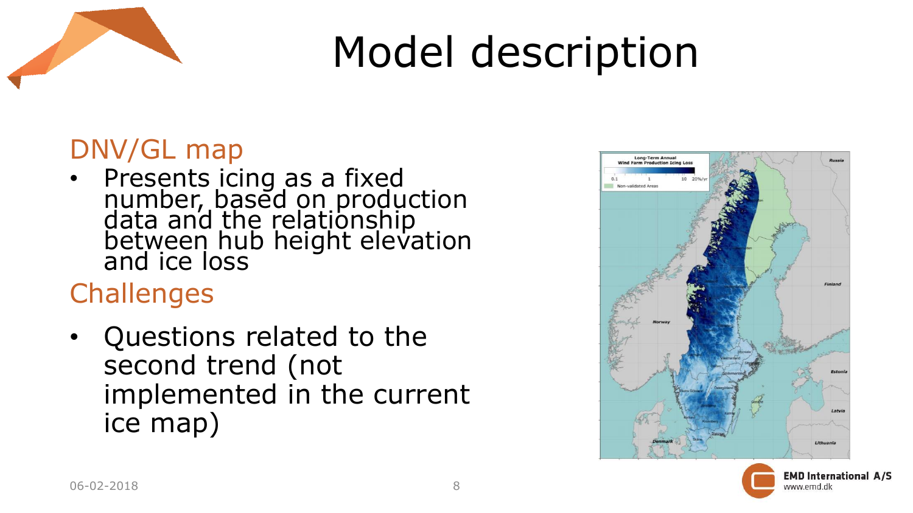# Model description

## DNV/GL map

- Presents icing as a fixed number, based on production data and the relationship between hub height elevation and ice loss

## Challenges

- Questions related to the second trend (not implemented in the current ice map)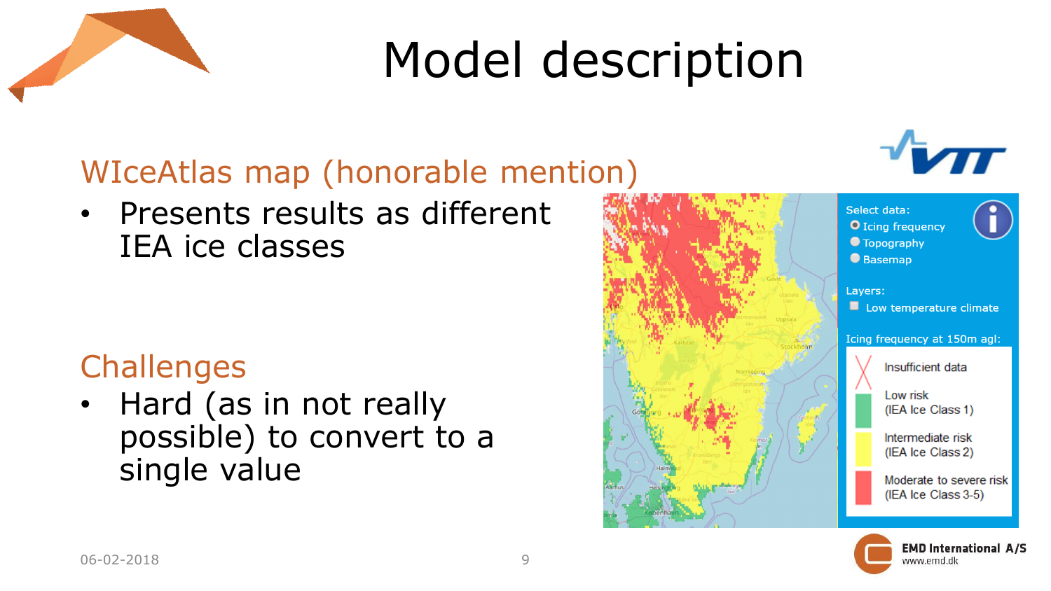# Model description

## WIceAtlas map (honorable mention)

- Presents results as different IEA ice classes

## Challenges

- Hard (as in not really possible) to convert to a single value

Select data:
- Icing frequency
- Topography
- Basemap

Layers:
- Low temperature climate

Icing frequency at 150m agl:

- Insufficient data
- Low risk (IEA Ice Class 1)
- Intermediate risk (IEA Ice Class 2)
- Moderate to severe risk (IEA Ice Class 3-5)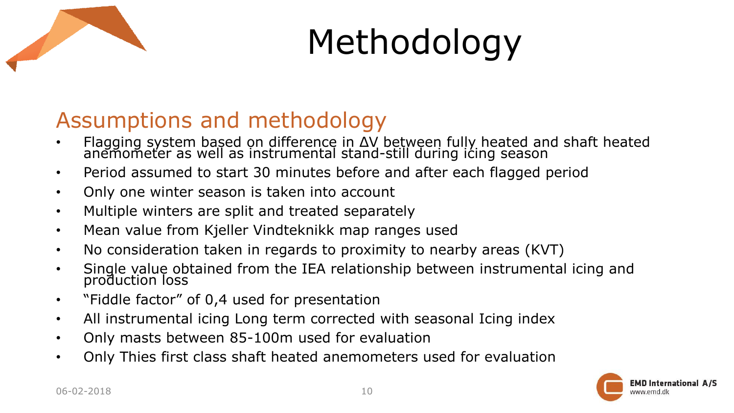# Methodology

## Assumptions and methodology

- Flagging system based on difference in ΔV between fully heated and shaft heated anemometer as well as instrumental stand-still during icing season
- Period assumed to start 30 minutes before and after each flagged period
- Only one winter season is taken into account
- Multiple winters are split and treated separately
- Mean value from Kjeller Vindteknikk map ranges used
- No consideration taken in regards to proximity to nearby areas (KVT)
- Single value obtained from the IEA relationship between instrumental icing and production loss
- "Fiddle factor" of 0,4 used for presentation
- All instrumental icing Long term corrected with seasonal Icing index
- Only masts between 85-100m used for evaluation
- Only Thies first class shaft heated anemometers used for evaluation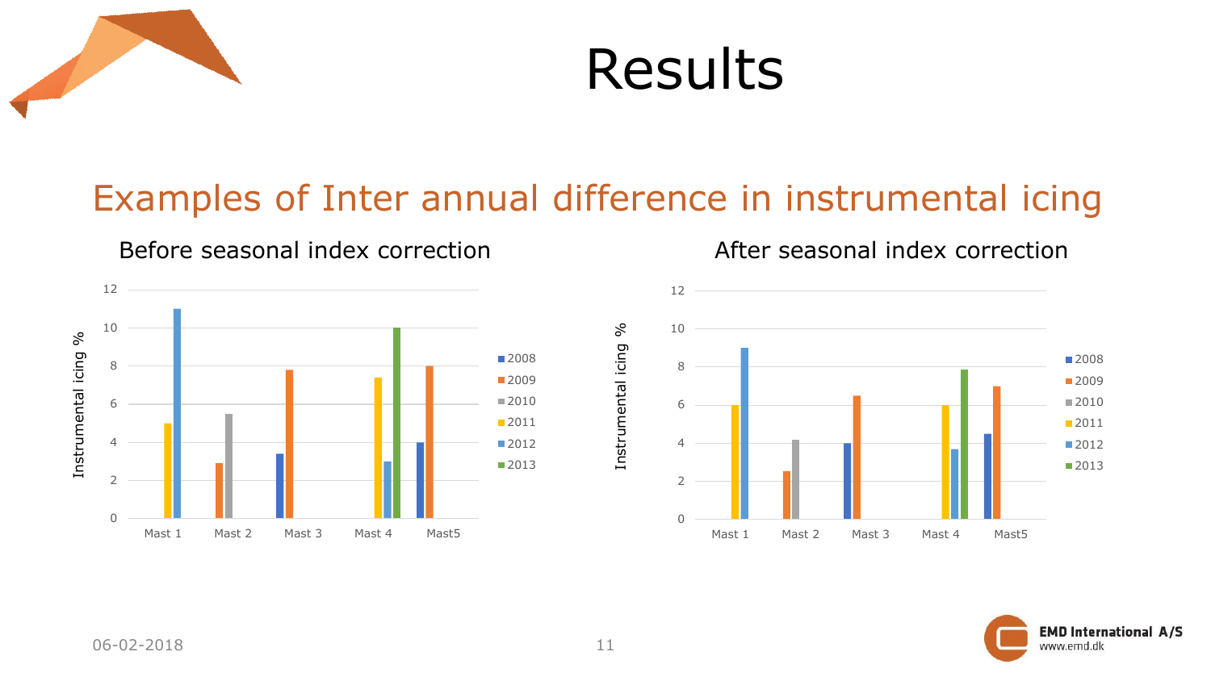# Results

## Examples of Inter annual difference in instrumental icing

### Before seasonal index correction

| | 2008 | 2009 | 2010 | 2011 | 2012 | 2013 |
|---|---|---|---|---|---|---|
| Mast 1 | | | | 5 | 11 | |
| Mast 2 | | 2.9 | 5.5 | | | |
| Mast 3 | 3.4 | 7.8 | | | | |
| Mast 4 | | | | 7.4 | 3 | 10 |
| Mast5 | 4 | 8 | | | | |

Instrumental icing %

### After seasonal index correction

| | 2008 | 2009 | 2010 | 2011 | 2012 | 2013 |
|---|---|---|---|---|---|---|
| Mast 1 | | | | 6 | 9 | |
| Mast 2 | | 2.5 | 4.2 | | | |
| Mast 3 | 4 | 6.5 | | | | |
| Mast 4 | | | | 6 | 3.7 | 7.9 |
| Mast5 | 4.5 | 7 | | | | |

Instrumental icing %

06-02-2018

EMD International A/S
www.emd.dk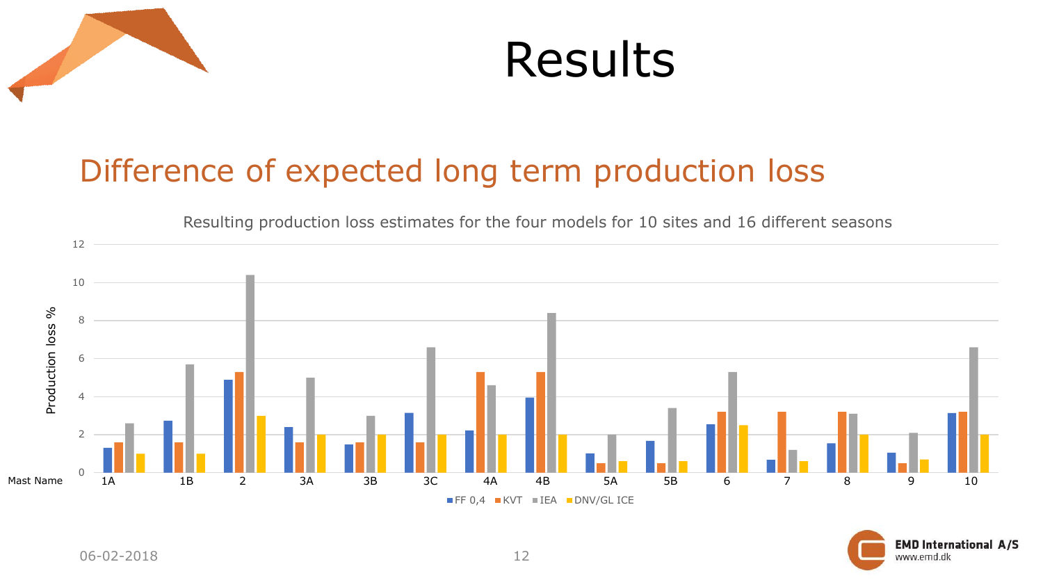# Results

## Difference of expected long term production loss

Resulting production loss estimates for the four models for 10 sites and 16 different seasons

| Mast Name | FF 0,4 | KVT | IEA | DNV/GL ICE |
|---|---|---|---|---|
| 1A | 1.3 | 1.6 | 2.6 | 1 |
| 1B | 2.7 | 1.6 | 5.7 | 1 |
| 2 | 4.9 | 5.3 | 10.4 | 3 |
| 3A | 2.4 | 1.6 | 5 | 2 |
| 3B | 1.5 | 1.6 | 3 | 2 |
| 3C | 3.1 | 1.6 | 6.6 | 2 |
| 4A | 2.2 | 5.3 | 4.6 | 2 |
| 4B | 3.9 | 5.3 | 8.4 | 2 |
| 5A | 1 | 0.5 | 2 | 0.6 |
| 5B | 1.7 | 0.5 | 3.4 | 0.6 |
| 6 | 2.5 | 3.2 | 5.3 | 2.5 |
| 7 | 0.7 | 3.2 | 1.2 | 0.6 |
| 8 | 1.5 | 3.2 | 3.1 | 2 |
| 9 | 1 | 0.5 | 2.1 | 0.7 |
| 10 | 3.1 | 3.2 | 6.6 | 2 |

Production loss %

06-02-2018

EMD International A/S
www.emd.dk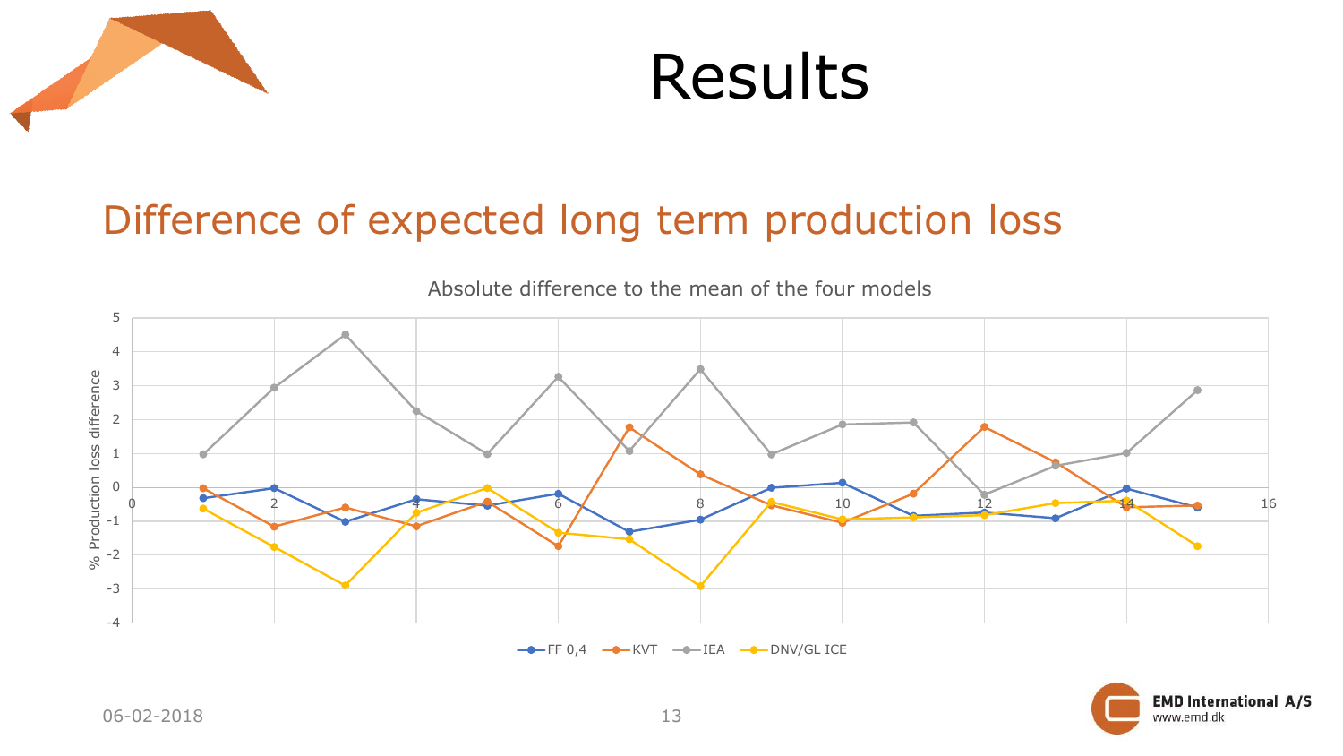# Results

## Difference of expected long term production loss

Absolute difference to the mean of the four models

% Production loss difference

FF 0,4 | KVT | IEA | DNV/GL ICE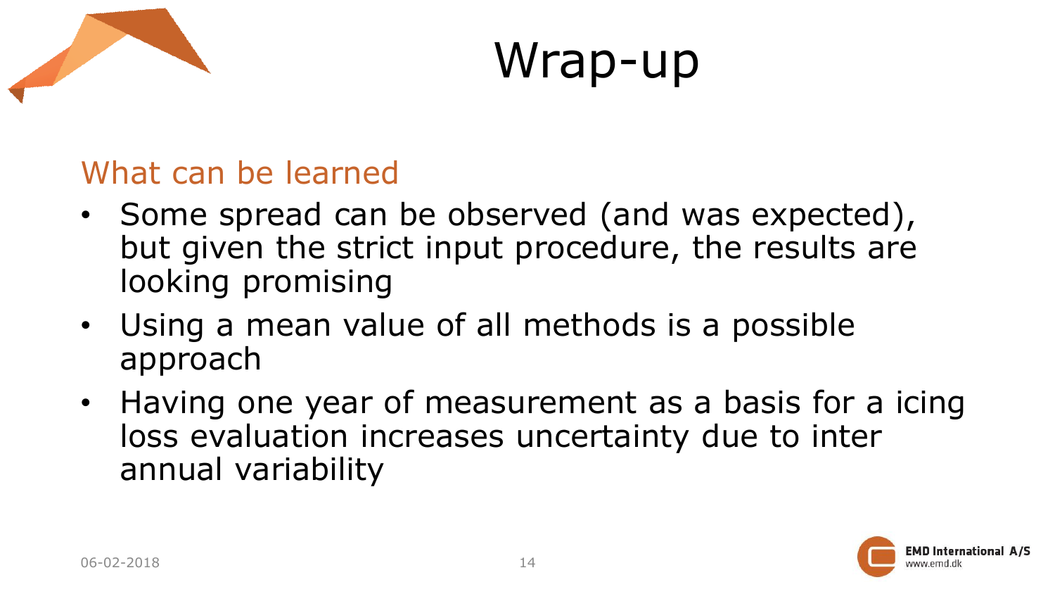# Wrap-up

## What can be learned

- Some spread can be observed (and was expected), but given the strict input procedure, the results are looking promising
- Using a mean value of all methods is a possible approach
- Having one year of measurement as a basis for a icing loss evaluation increases uncertainty due to inter annual variability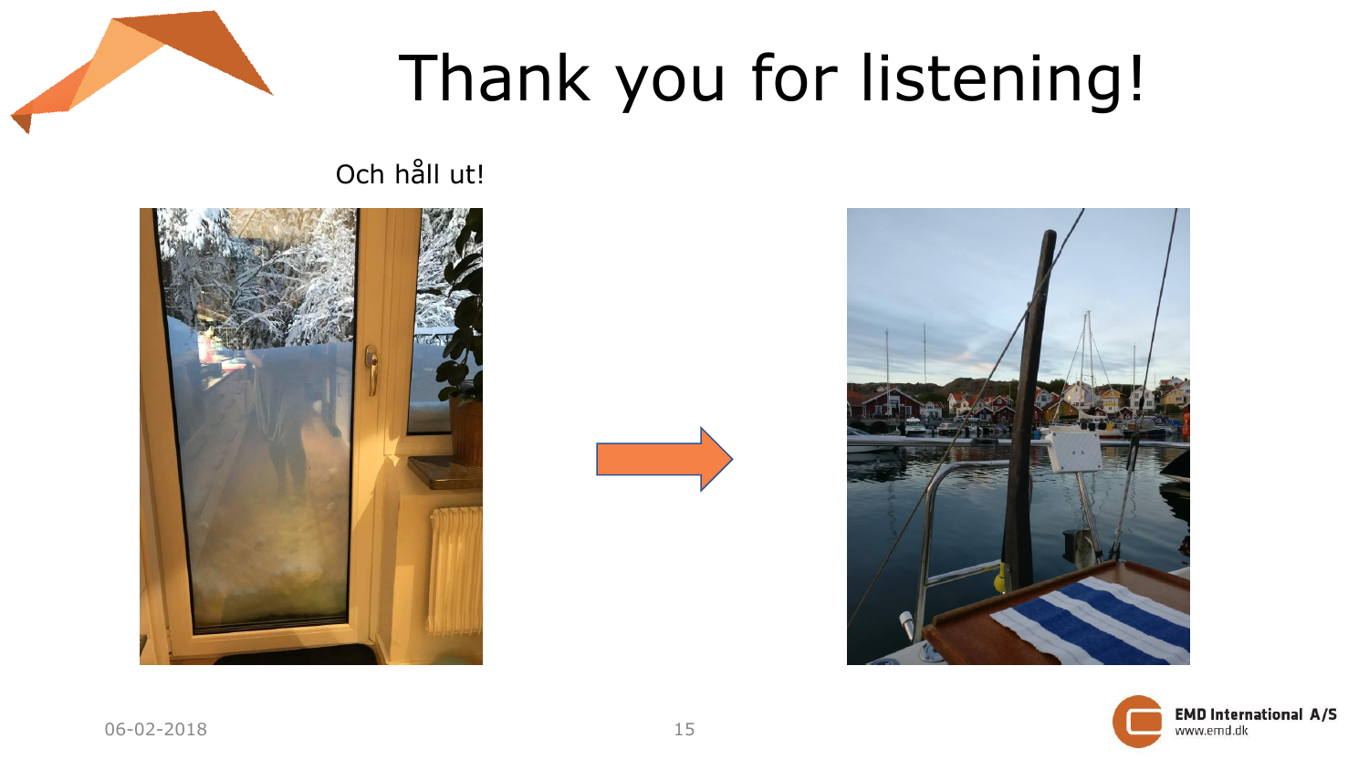# Thank you for listening!

Och håll ut!